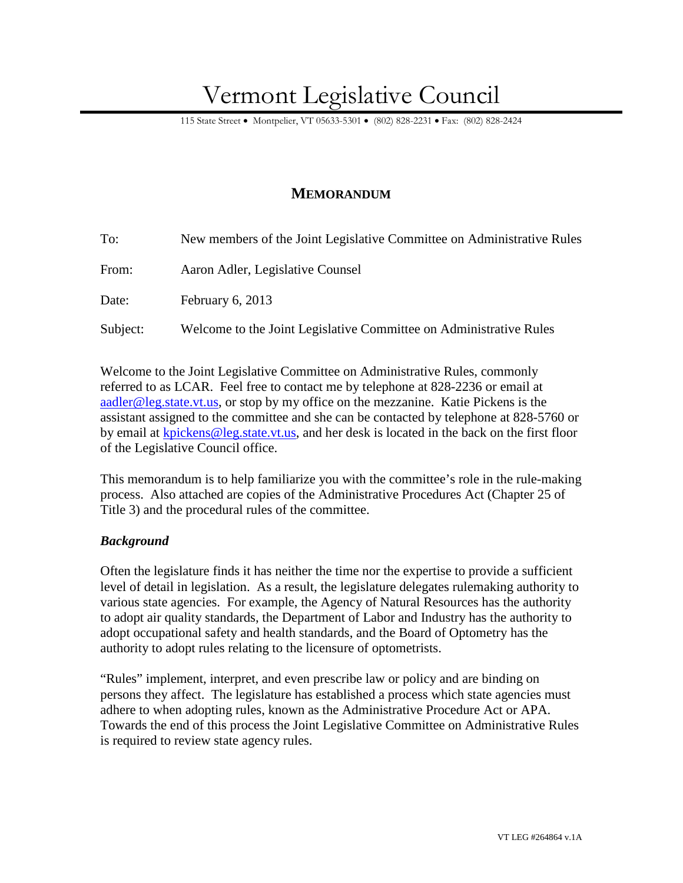# Vermont Legislative Council

115 State Street • Montpelier, VT 05633-5301 • (802) 828-2231 • Fax: (802) 828-2424

## MEMORANDUM

To: New members of the Joint Legislative Committee on Administrative Rules

From: Aaron Adler, Legislative Counsel

Date: February 6, 2013

Subject: Welcome to the Joint Legislative Committee on Administrative Rules

Welcome to the Joint Legislative Committee on Administrative Rules, commonly referred to as LCAR. Feel free to contact me by telephone at 828-2236 or email at aadler@leg.state.vt.us, or stop by my office on the mezzanine. Katie Pickens is the assistant assigned to the committee and she can be contacted by telephone at 828-5760 or by email at kpickens@leg.state.vt.us, and her desk is located in the back on the first floor of the Legislative Council office.

This memorandum is to help familiarize you with the committee's role in the rule-making process. Also attached are copies of the Administrative Procedures Act (Chapter 25 of Title 3) and the procedural rules of the committee.

***Background***

Often the legislature finds it has neither the time nor the expertise to provide a sufficient level of detail in legislation. As a result, the legislature delegates rulemaking authority to various state agencies. For example, the Agency of Natural Resources has the authority to adopt air quality standards, the Department of Labor and Industry has the authority to adopt occupational safety and health standards, and the Board of Optometry has the authority to adopt rules relating to the licensure of optometrists.

"Rules" implement, interpret, and even prescribe law or policy and are binding on persons they affect. The legislature has established a process which state agencies must adhere to when adopting rules, known as the Administrative Procedure Act or APA. Towards the end of this process the Joint Legislative Committee on Administrative Rules is required to review state agency rules.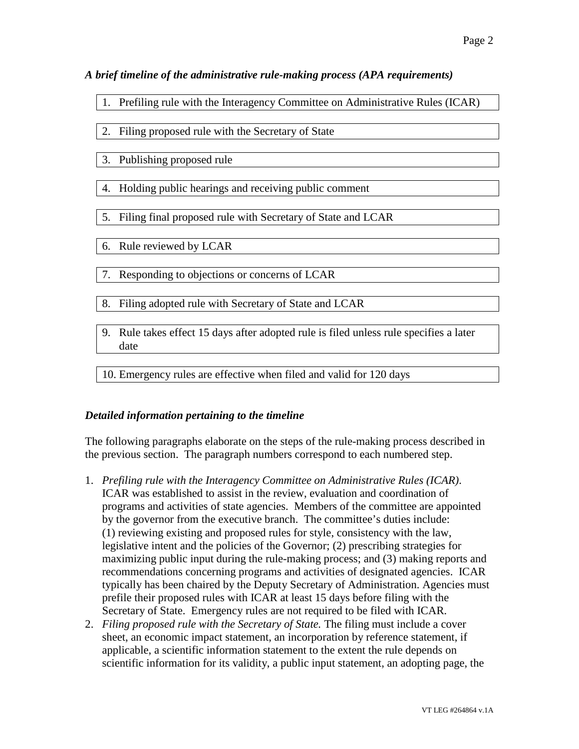### *A brief timeline of the administrative rule-making process (APA requirements)*

1. Prefiling rule with the Interagency Committee on Administrative Rules (ICAR)
2. Filing proposed rule with the Secretary of State
3. Publishing proposed rule
4. Holding public hearings and receiving public comment
5. Filing final proposed rule with Secretary of State and LCAR
6. Rule reviewed by LCAR
7. Responding to objections or concerns of LCAR
8. Filing adopted rule with Secretary of State and LCAR
9. Rule takes effect 15 days after adopted rule is filed unless rule specifies a later date
10. Emergency rules are effective when filed and valid for 120 days

### *Detailed information pertaining to the timeline*

The following paragraphs elaborate on the steps of the rule-making process described in the previous section. The paragraph numbers correspond to each numbered step.

1. *Prefiling rule with the Interagency Committee on Administrative Rules (ICAR).* ICAR was established to assist in the review, evaluation and coordination of programs and activities of state agencies. Members of the committee are appointed by the governor from the executive branch. The committee's duties include: (1) reviewing existing and proposed rules for style, consistency with the law, legislative intent and the policies of the Governor; (2) prescribing strategies for maximizing public input during the rule-making process; and (3) making reports and recommendations concerning programs and activities of designated agencies. ICAR typically has been chaired by the Deputy Secretary of Administration. Agencies must prefile their proposed rules with ICAR at least 15 days before filing with the Secretary of State. Emergency rules are not required to be filed with ICAR.
2. *Filing proposed rule with the Secretary of State.* The filing must include a cover sheet, an economic impact statement, an incorporation by reference statement, if applicable, a scientific information statement to the extent the rule depends on scientific information for its validity, a public input statement, an adopting page, the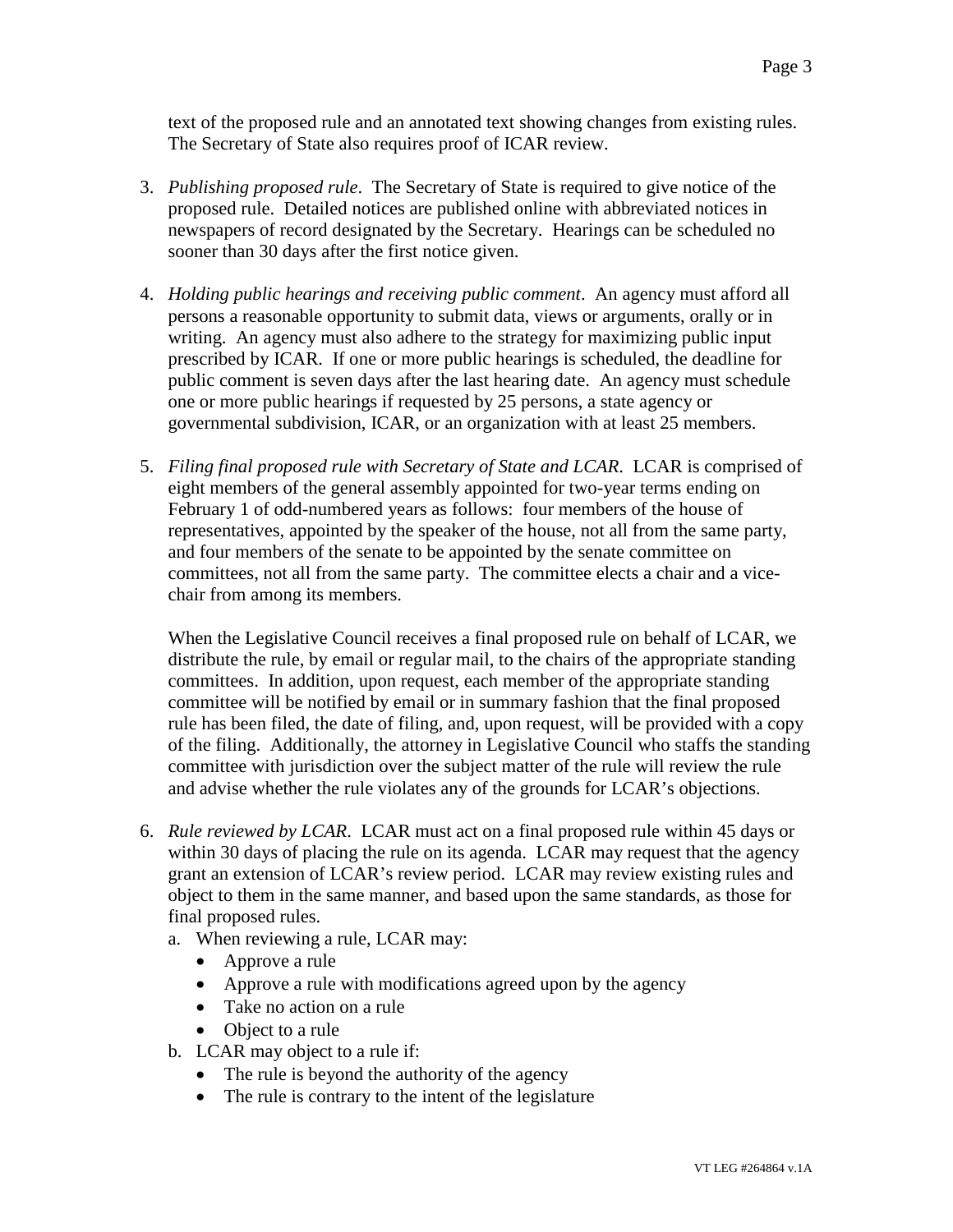text of the proposed rule and an annotated text showing changes from existing rules. The Secretary of State also requires proof of ICAR review.

3. *Publishing proposed rule*. The Secretary of State is required to give notice of the proposed rule. Detailed notices are published online with abbreviated notices in newspapers of record designated by the Secretary. Hearings can be scheduled no sooner than 30 days after the first notice given.

4. *Holding public hearings and receiving public comment*. An agency must afford all persons a reasonable opportunity to submit data, views or arguments, orally or in writing. An agency must also adhere to the strategy for maximizing public input prescribed by ICAR. If one or more public hearings is scheduled, the deadline for public comment is seven days after the last hearing date. An agency must schedule one or more public hearings if requested by 25 persons, a state agency or governmental subdivision, ICAR, or an organization with at least 25 members.

5. *Filing final proposed rule with Secretary of State and LCAR*. LCAR is comprised of eight members of the general assembly appointed for two-year terms ending on February 1 of odd-numbered years as follows: four members of the house of representatives, appointed by the speaker of the house, not all from the same party, and four members of the senate to be appointed by the senate committee on committees, not all from the same party. The committee elects a chair and a vice-chair from among its members.

   When the Legislative Council receives a final proposed rule on behalf of LCAR, we distribute the rule, by email or regular mail, to the chairs of the appropriate standing committees. In addition, upon request, each member of the appropriate standing committee will be notified by email or in summary fashion that the final proposed rule has been filed, the date of filing, and, upon request, will be provided with a copy of the filing. Additionally, the attorney in Legislative Council who staffs the standing committee with jurisdiction over the subject matter of the rule will review the rule and advise whether the rule violates any of the grounds for LCAR's objections.

6. *Rule reviewed by LCAR*. LCAR must act on a final proposed rule within 45 days or within 30 days of placing the rule on its agenda. LCAR may request that the agency grant an extension of LCAR's review period. LCAR may review existing rules and object to them in the same manner, and based upon the same standards, as those for final proposed rules.
   a. When reviewing a rule, LCAR may:
      - Approve a rule
      - Approve a rule with modifications agreed upon by the agency
      - Take no action on a rule
      - Object to a rule
   b. LCAR may object to a rule if:
      - The rule is beyond the authority of the agency
      - The rule is contrary to the intent of the legislature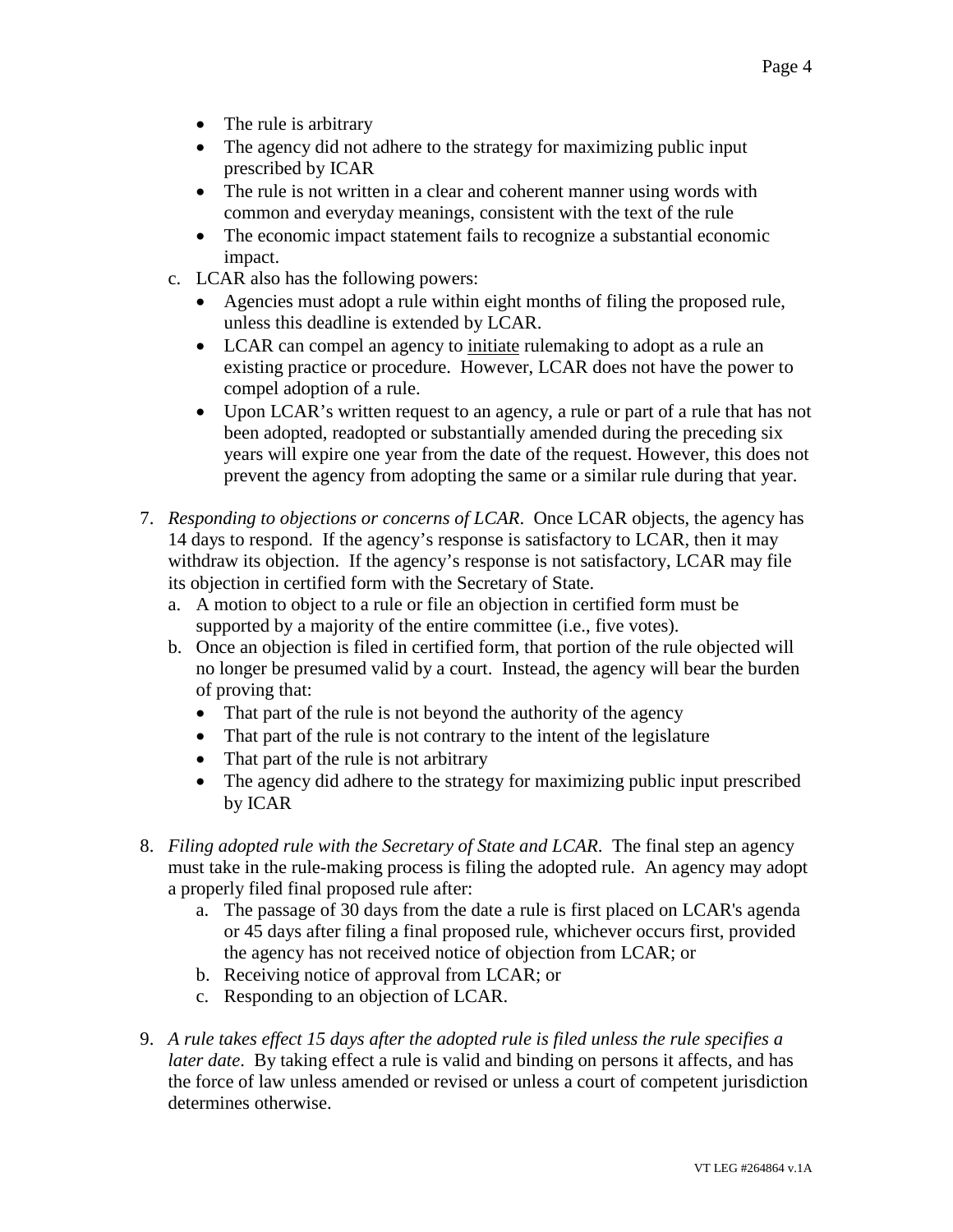- The rule is arbitrary
- The agency did not adhere to the strategy for maximizing public input prescribed by ICAR
- The rule is not written in a clear and coherent manner using words with common and everyday meanings, consistent with the text of the rule
- The economic impact statement fails to recognize a substantial economic impact.

c. LCAR also has the following powers:
   - Agencies must adopt a rule within eight months of filing the proposed rule, unless this deadline is extended by LCAR.
   - LCAR can compel an agency to <u>initiate</u> rulemaking to adopt as a rule an existing practice or procedure. However, LCAR does not have the power to compel adoption of a rule.
   - Upon LCAR's written request to an agency, a rule or part of a rule that has not been adopted, readopted or substantially amended during the preceding six years will expire one year from the date of the request. However, this does not prevent the agency from adopting the same or a similar rule during that year.

7. *Responding to objections or concerns of LCAR*. Once LCAR objects, the agency has 14 days to respond. If the agency's response is satisfactory to LCAR, then it may withdraw its objection. If the agency's response is not satisfactory, LCAR may file its objection in certified form with the Secretary of State.
   a. A motion to object to a rule or file an objection in certified form must be supported by a majority of the entire committee (i.e., five votes).
   b. Once an objection is filed in certified form, that portion of the rule objected will no longer be presumed valid by a court. Instead, the agency will bear the burden of proving that:
      - That part of the rule is not beyond the authority of the agency
      - That part of the rule is not contrary to the intent of the legislature
      - That part of the rule is not arbitrary
      - The agency did adhere to the strategy for maximizing public input prescribed by ICAR

8. *Filing adopted rule with the Secretary of State and LCAR*. The final step an agency must take in the rule-making process is filing the adopted rule. An agency may adopt a properly filed final proposed rule after:
   a. The passage of 30 days from the date a rule is first placed on LCAR's agenda or 45 days after filing a final proposed rule, whichever occurs first, provided the agency has not received notice of objection from LCAR; or
   b. Receiving notice of approval from LCAR; or
   c. Responding to an objection of LCAR.

9. *A rule takes effect 15 days after the adopted rule is filed unless the rule specifies a later date*. By taking effect a rule is valid and binding on persons it affects, and has the force of law unless amended or revised or unless a court of competent jurisdiction determines otherwise.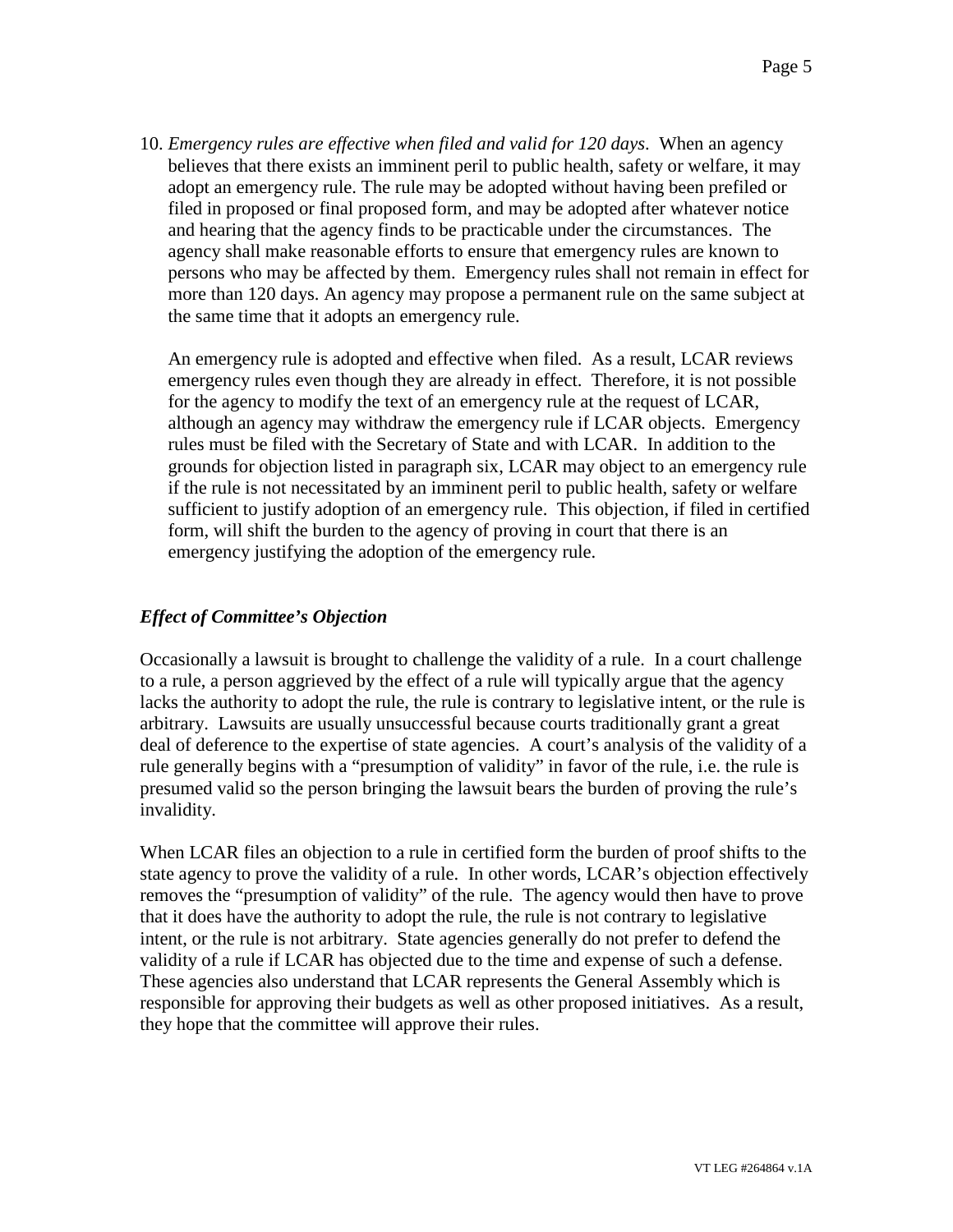10. *Emergency rules are effective when filed and valid for 120 days.* When an agency believes that there exists an imminent peril to public health, safety or welfare, it may adopt an emergency rule. The rule may be adopted without having been prefiled or filed in proposed or final proposed form, and may be adopted after whatever notice and hearing that the agency finds to be practicable under the circumstances. The agency shall make reasonable efforts to ensure that emergency rules are known to persons who may be affected by them. Emergency rules shall not remain in effect for more than 120 days. An agency may propose a permanent rule on the same subject at the same time that it adopts an emergency rule.

    An emergency rule is adopted and effective when filed. As a result, LCAR reviews emergency rules even though they are already in effect. Therefore, it is not possible for the agency to modify the text of an emergency rule at the request of LCAR, although an agency may withdraw the emergency rule if LCAR objects. Emergency rules must be filed with the Secretary of State and with LCAR. In addition to the grounds for objection listed in paragraph six, LCAR may object to an emergency rule if the rule is not necessitated by an imminent peril to public health, safety or welfare sufficient to justify adoption of an emergency rule. This objection, if filed in certified form, will shift the burden to the agency of proving in court that there is an emergency justifying the adoption of the emergency rule.

### *Effect of Committee's Objection*

Occasionally a lawsuit is brought to challenge the validity of a rule. In a court challenge to a rule, a person aggrieved by the effect of a rule will typically argue that the agency lacks the authority to adopt the rule, the rule is contrary to legislative intent, or the rule is arbitrary. Lawsuits are usually unsuccessful because courts traditionally grant a great deal of deference to the expertise of state agencies. A court's analysis of the validity of a rule generally begins with a "presumption of validity" in favor of the rule, i.e. the rule is presumed valid so the person bringing the lawsuit bears the burden of proving the rule's invalidity.

When LCAR files an objection to a rule in certified form the burden of proof shifts to the state agency to prove the validity of a rule. In other words, LCAR's objection effectively removes the "presumption of validity" of the rule. The agency would then have to prove that it does have the authority to adopt the rule, the rule is not contrary to legislative intent, or the rule is not arbitrary. State agencies generally do not prefer to defend the validity of a rule if LCAR has objected due to the time and expense of such a defense. These agencies also understand that LCAR represents the General Assembly which is responsible for approving their budgets as well as other proposed initiatives. As a result, they hope that the committee will approve their rules.